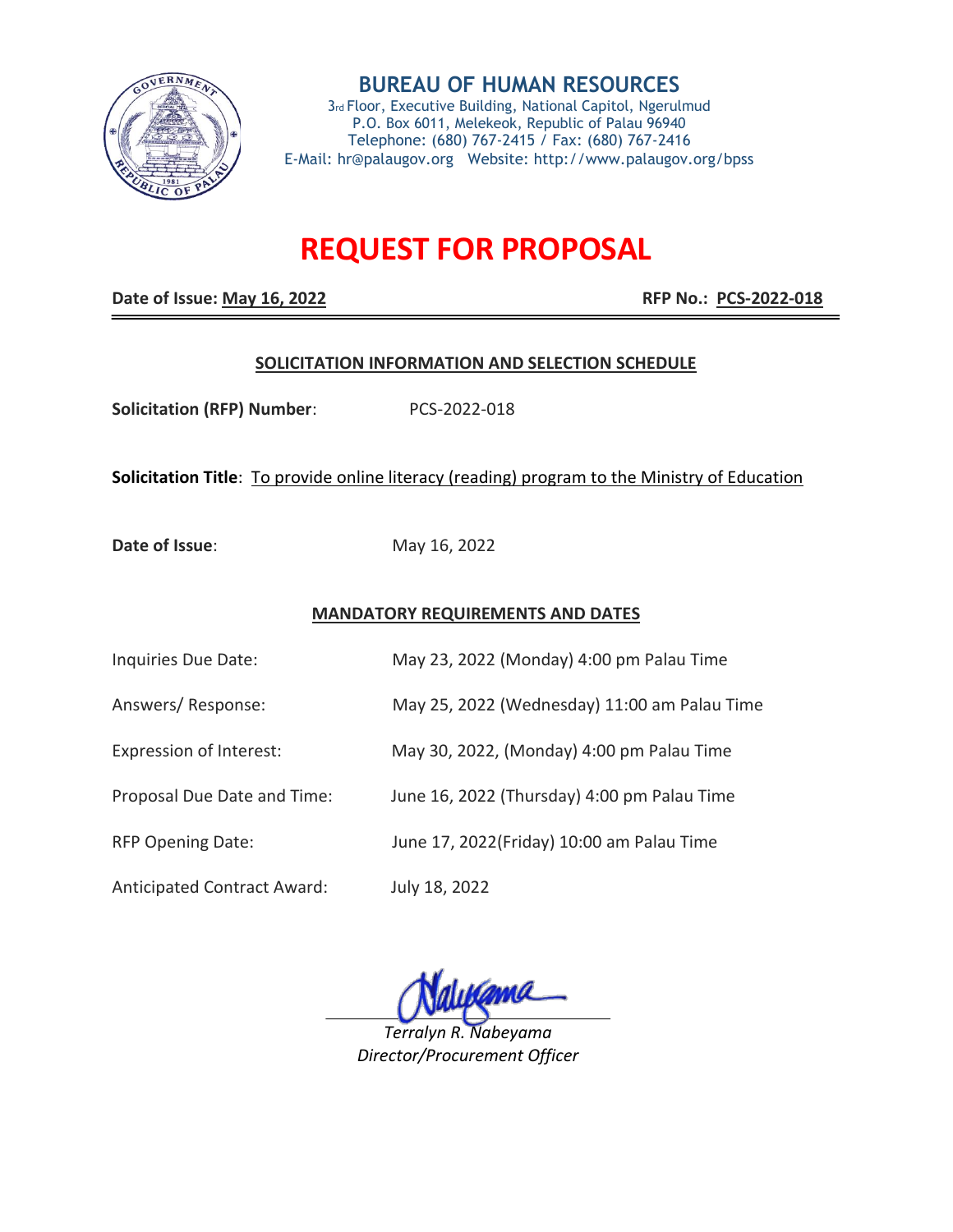# BUREAU OF HUMAN RESOURCES

3rd Floor, Executive Building, National Capitol, Ngerulmud
P.O. Box 6011, Melekeok, Republic of Palau 96940
Telephone: (680) 767-2415 / Fax: (680) 767-2416
E-Mail: hr@palaugov.org Website: http://www.palaugov.org/bpss

# REQUEST FOR PROPOSAL

**Date of Issue: May 16, 2022** **RFP No.: PCS-2022-018**

## SOLICITATION INFORMATION AND SELECTION SCHEDULE

**Solicitation (RFP) Number**: PCS-2022-018

**Solicitation Title**: To provide online literacy (reading) program to the Ministry of Education

**Date of Issue**: May 16, 2022

## MANDATORY REQUIREMENTS AND DATES

| | |
|---|---|
| Inquiries Due Date: | May 23, 2022 (Monday) 4:00 pm Palau Time |
| Answers/ Response: | May 25, 2022 (Wednesday) 11:00 am Palau Time |
| Expression of Interest: | May 30, 2022, (Monday) 4:00 pm Palau Time |
| Proposal Due Date and Time: | June 16, 2022 (Thursday) 4:00 pm Palau Time |
| RFP Opening Date: | June 17, 2022(Friday) 10:00 am Palau Time |
| Anticipated Contract Award: | July 18, 2022 |

*Terralyn R. Nabeyama*
*Director/Procurement Officer*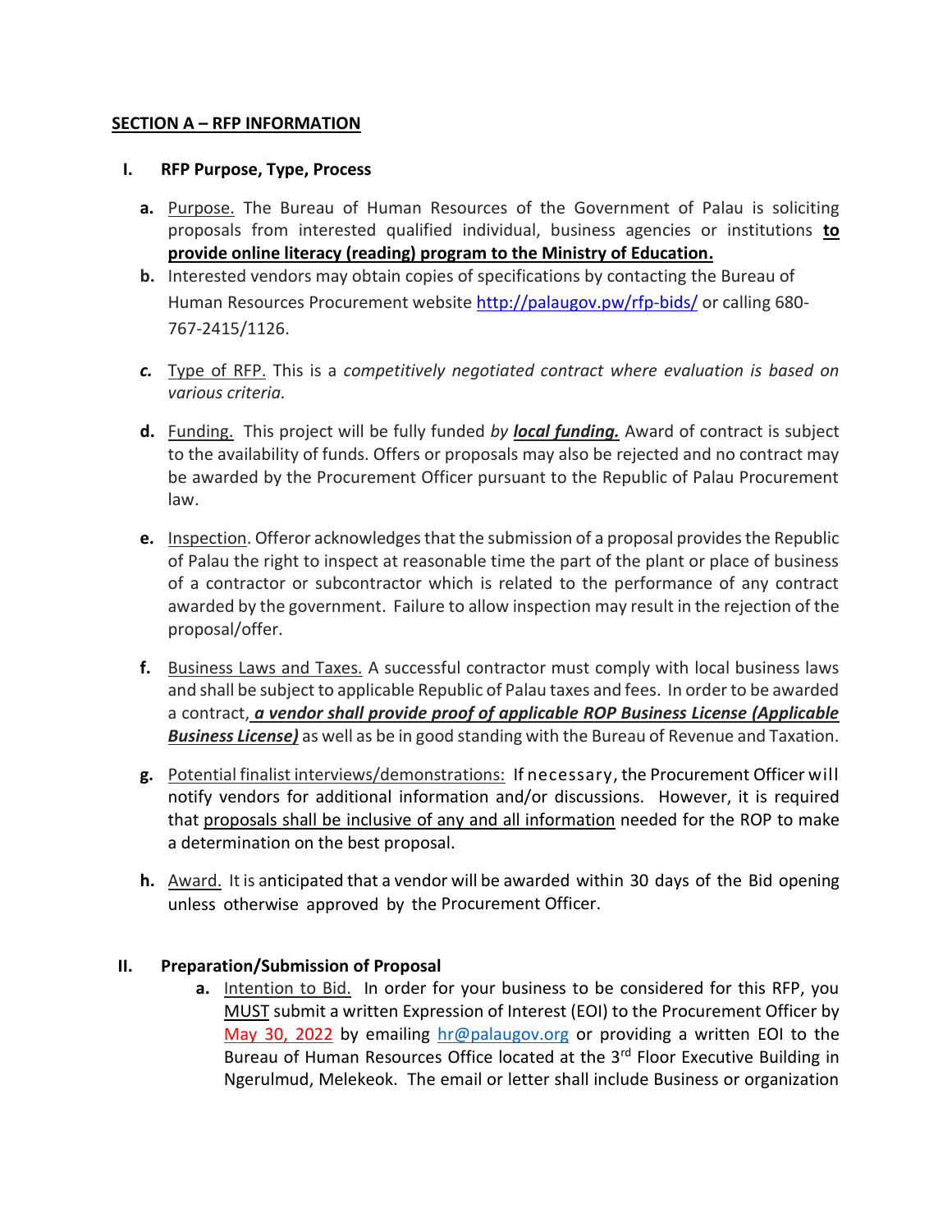**SECTION A – RFP INFORMATION**

**I. RFP Purpose, Type, Process**

**a.** Purpose. The Bureau of Human Resources of the Government of Palau is soliciting proposals from interested qualified individual, business agencies or institutions **to provide online literacy (reading) program to the Ministry of Education.**

**b.** Interested vendors may obtain copies of specifications by contacting the Bureau of Human Resources Procurement website http://palaugov.pw/rfp-bids/ or calling 680-767-2415/1126.

***c.*** Type of RFP. This is a *competitively negotiated contract where evaluation is based on various criteria.*

**d.** Funding. This project will be fully funded *by* ***local funding.*** Award of contract is subject to the availability of funds. Offers or proposals may also be rejected and no contract may be awarded by the Procurement Officer pursuant to the Republic of Palau Procurement law.

**e.** Inspection. Offeror acknowledges that the submission of a proposal provides the Republic of Palau the right to inspect at reasonable time the part of the plant or place of business of a contractor or subcontractor which is related to the performance of any contract awarded by the government. Failure to allow inspection may result in the rejection of the proposal/offer.

**f.** Business Laws and Taxes. A successful contractor must comply with local business laws and shall be subject to applicable Republic of Palau taxes and fees. In order to be awarded a contract, ***a vendor shall provide proof of applicable ROP Business License (Applicable Business License)*** as well as be in good standing with the Bureau of Revenue and Taxation.

**g.** Potential finalist interviews/demonstrations: If necessary, the Procurement Officer will notify vendors for additional information and/or discussions. However, it is required that proposals shall be inclusive of any and all information needed for the ROP to make a determination on the best proposal.

**h.** Award. It is anticipated that a vendor will be awarded within 30 days of the Bid opening unless otherwise approved by the Procurement Officer.

**II. Preparation/Submission of Proposal**

**a.** Intention to Bid. In order for your business to be considered for this RFP, you MUST submit a written Expression of Interest (EOI) to the Procurement Officer by May 30, 2022 by emailing hr@palaugov.org or providing a written EOI to the Bureau of Human Resources Office located at the 3rd Floor Executive Building in Ngerulmud, Melekeok. The email or letter shall include Business or organization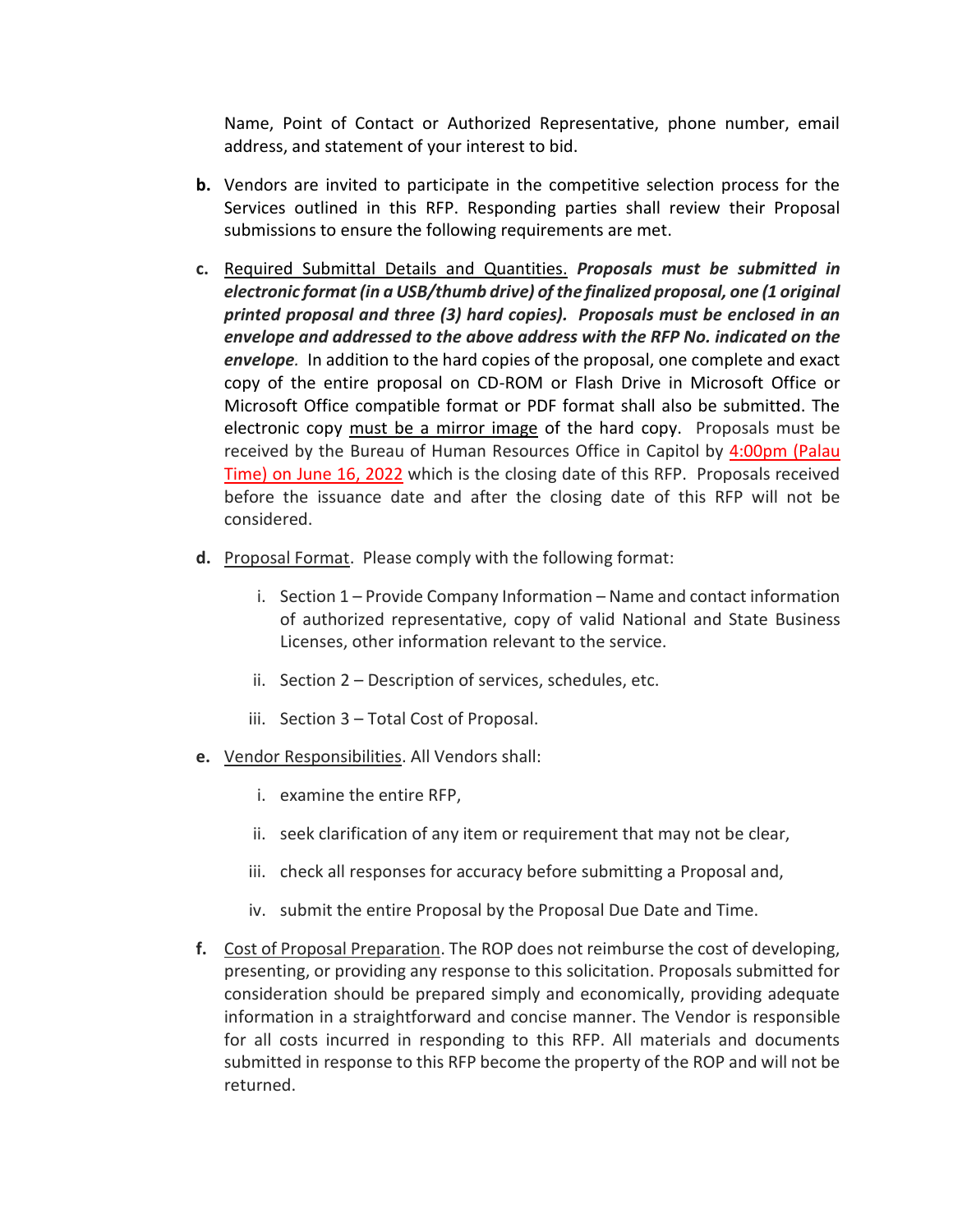Name, Point of Contact or Authorized Representative, phone number, email address, and statement of your interest to bid.

**b.** Vendors are invited to participate in the competitive selection process for the Services outlined in this RFP. Responding parties shall review their Proposal submissions to ensure the following requirements are met.

**c.** Required Submittal Details and Quantities. ***Proposals must be submitted in electronic format (in a USB/thumb drive) of the finalized proposal, one (1 original printed proposal and three (3) hard copies). Proposals must be enclosed in an envelope and addressed to the above address with the RFP No. indicated on the envelope.*** In addition to the hard copies of the proposal, one complete and exact copy of the entire proposal on CD-ROM or Flash Drive in Microsoft Office or Microsoft Office compatible format or PDF format shall also be submitted. The electronic copy must be a mirror image of the hard copy. Proposals must be received by the Bureau of Human Resources Office in Capitol by 4:00pm (Palau Time) on June 16, 2022 which is the closing date of this RFP. Proposals received before the issuance date and after the closing date of this RFP will not be considered.

**d.** Proposal Format. Please comply with the following format:

i. Section 1 – Provide Company Information – Name and contact information of authorized representative, copy of valid National and State Business Licenses, other information relevant to the service.

ii. Section 2 – Description of services, schedules, etc.

iii. Section 3 – Total Cost of Proposal.

**e.** Vendor Responsibilities. All Vendors shall:

i. examine the entire RFP,

ii. seek clarification of any item or requirement that may not be clear,

iii. check all responses for accuracy before submitting a Proposal and,

iv. submit the entire Proposal by the Proposal Due Date and Time.

**f.** Cost of Proposal Preparation. The ROP does not reimburse the cost of developing, presenting, or providing any response to this solicitation. Proposals submitted for consideration should be prepared simply and economically, providing adequate information in a straightforward and concise manner. The Vendor is responsible for all costs incurred in responding to this RFP. All materials and documents submitted in response to this RFP become the property of the ROP and will not be returned.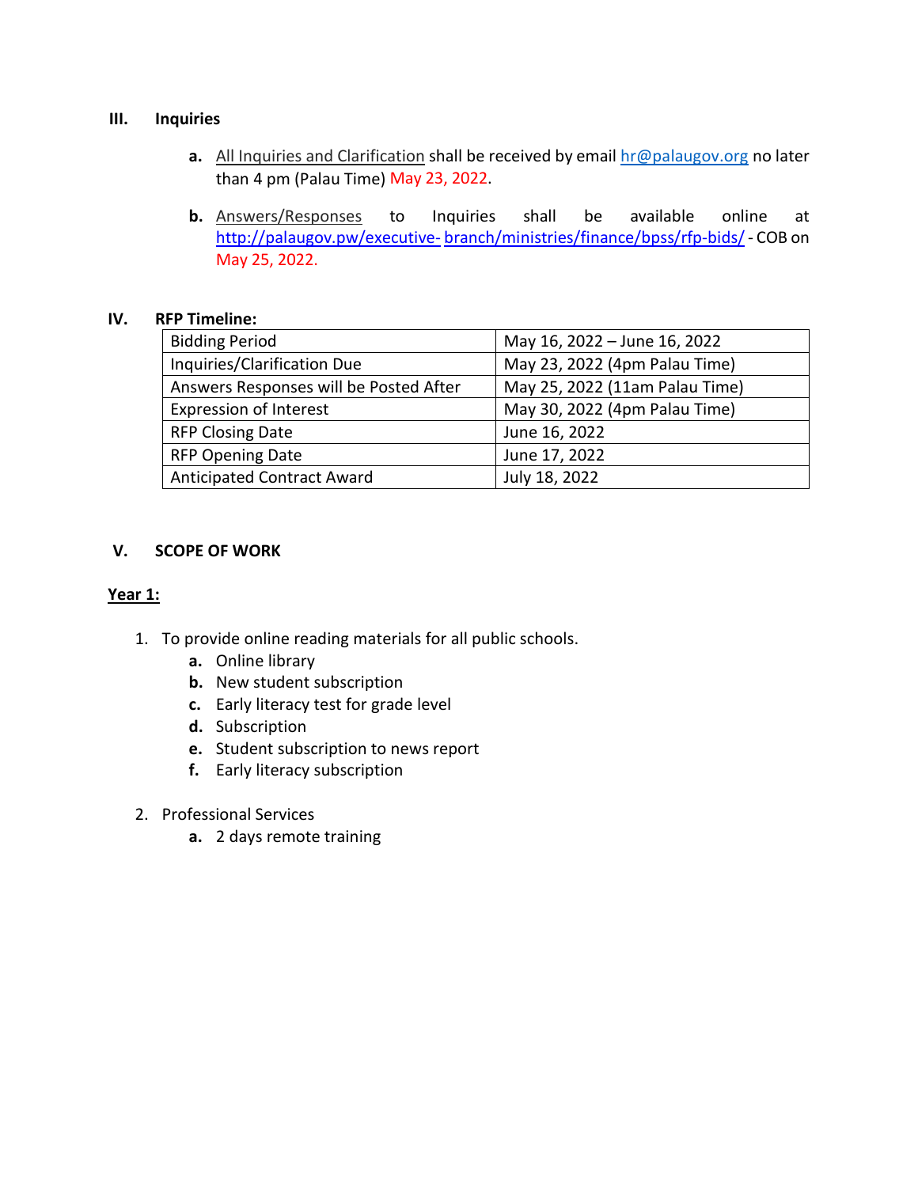## III. Inquiries

a. All Inquiries and Clarification shall be received by email hr@palaugov.org no later than 4 pm (Palau Time) May 23, 2022.

b. Answers/Responses to Inquiries shall be available online at http://palaugov.pw/executive- branch/ministries/finance/bpss/rfp-bids/ - COB on May 25, 2022.

## IV. RFP Timeline:

| | |
|---|---|
| Bidding Period | May 16, 2022 – June 16, 2022 |
| Inquiries/Clarification Due | May 23, 2022 (4pm Palau Time) |
| Answers Responses will be Posted After | May 25, 2022 (11am Palau Time) |
| Expression of Interest | May 30, 2022 (4pm Palau Time) |
| RFP Closing Date | June 16, 2022 |
| RFP Opening Date | June 17, 2022 |
| Anticipated Contract Award | July 18, 2022 |

## V. SCOPE OF WORK

**Year 1:**

1. To provide online reading materials for all public schools.
   a. Online library
   b. New student subscription
   c. Early literacy test for grade level
   d. Subscription
   e. Student subscription to news report
   f. Early literacy subscription

2. Professional Services
   a. 2 days remote training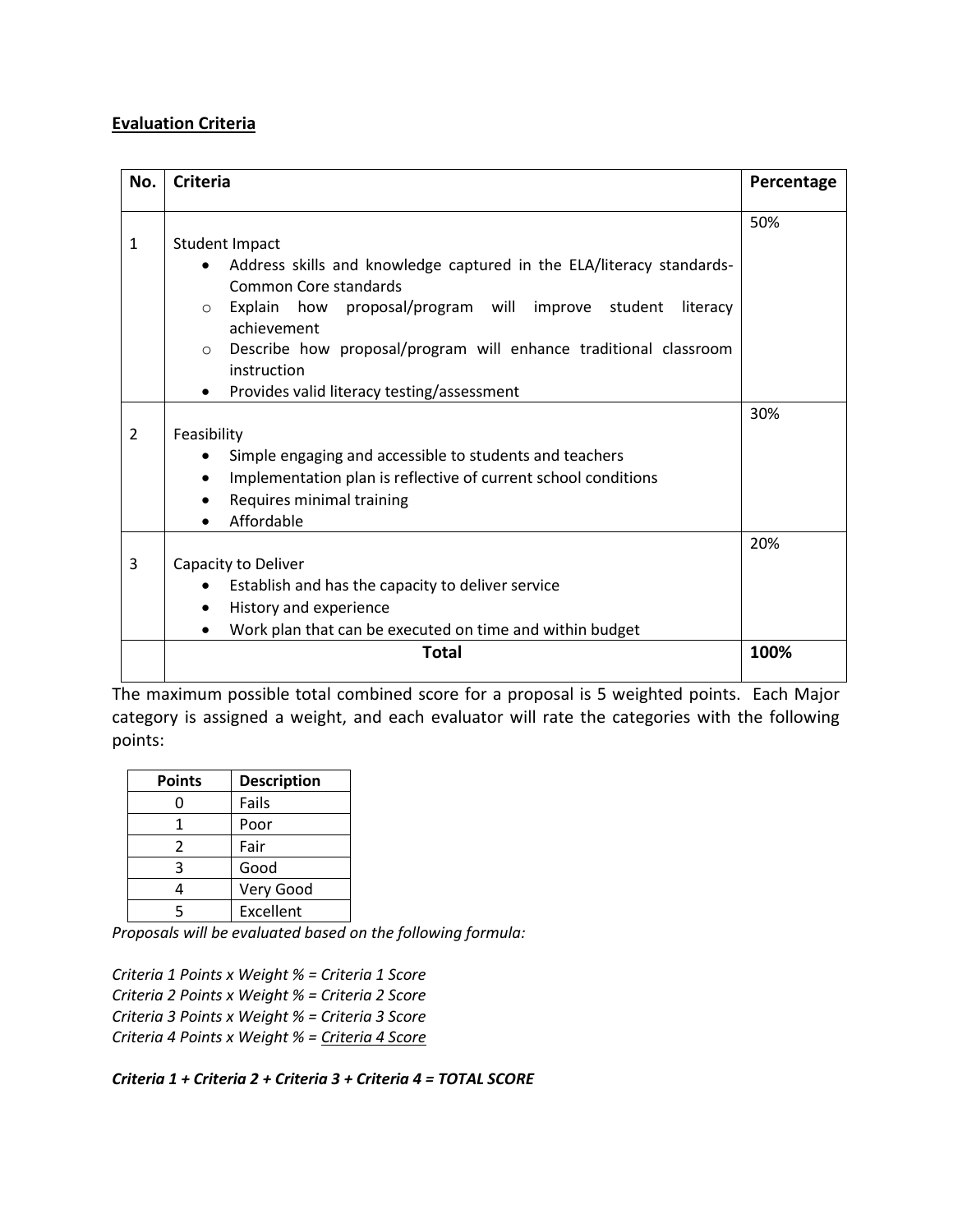**Evaluation Criteria**

| No. | Criteria | Percentage |
|---|---|---|
| 1 | Student Impact<br>• Address skills and knowledge captured in the ELA/literacy standards-Common Core standards<br>○ Explain how proposal/program will improve student literacy achievement<br>○ Describe how proposal/program will enhance traditional classroom instruction<br>• Provides valid literacy testing/assessment | 50% |
| 2 | Feasibility<br>• Simple engaging and accessible to students and teachers<br>• Implementation plan is reflective of current school conditions<br>• Requires minimal training<br>• Affordable | 30% |
| 3 | Capacity to Deliver<br>• Establish and has the capacity to deliver service<br>• History and experience<br>• Work plan that can be executed on time and within budget | 20% |
| | **Total** | **100%** |

The maximum possible total combined score for a proposal is 5 weighted points. Each Major category is assigned a weight, and each evaluator will rate the categories with the following points:

| Points | Description |
|---|---|
| 0 | Fails |
| 1 | Poor |
| 2 | Fair |
| 3 | Good |
| 4 | Very Good |
| 5 | Excellent |

*Proposals will be evaluated based on the following formula:*

*Criteria 1 Points x Weight % = Criteria 1 Score*
*Criteria 2 Points x Weight % = Criteria 2 Score*
*Criteria 3 Points x Weight % = Criteria 3 Score*
*Criteria 4 Points x Weight % = Criteria 4 Score*

***Criteria 1 + Criteria 2 + Criteria 3 + Criteria 4 = TOTAL SCORE***